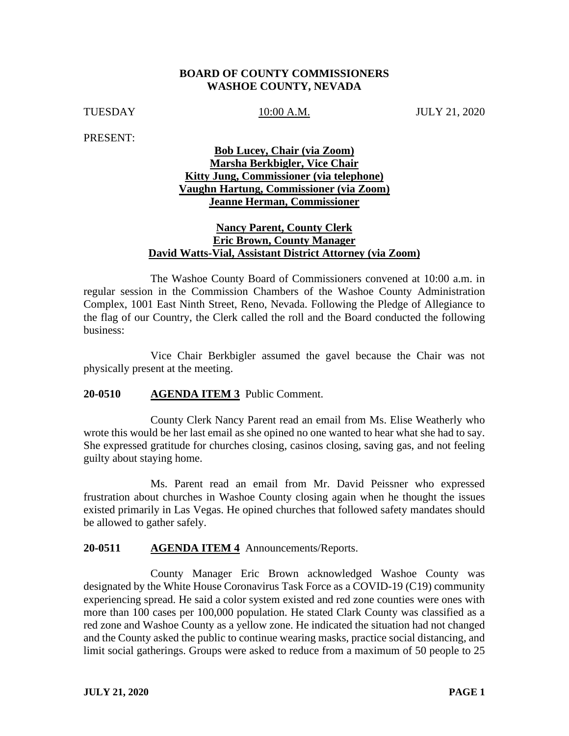**BOARD OF COUNTY COMMISSIONERS**
**WASHOE COUNTY, NEVADA**

TUESDAY 10:00 A.M. JULY 21, 2020

PRESENT:

**Bob Lucey, Chair (via Zoom)**
**Marsha Berkbigler, Vice Chair**
**Kitty Jung, Commissioner (via telephone)**
**Vaughn Hartung, Commissioner (via Zoom)**
**Jeanne Herman, Commissioner**

**Nancy Parent, County Clerk**
**Eric Brown, County Manager**
**David Watts-Vial, Assistant District Attorney (via Zoom)**

The Washoe County Board of Commissioners convened at 10:00 a.m. in regular session in the Commission Chambers of the Washoe County Administration Complex, 1001 East Ninth Street, Reno, Nevada. Following the Pledge of Allegiance to the flag of our Country, the Clerk called the roll and the Board conducted the following business:

Vice Chair Berkbigler assumed the gavel because the Chair was not physically present at the meeting.

**20-0510 AGENDA ITEM 3** Public Comment.

County Clerk Nancy Parent read an email from Ms. Elise Weatherly who wrote this would be her last email as she opined no one wanted to hear what she had to say. She expressed gratitude for churches closing, casinos closing, saving gas, and not feeling guilty about staying home.

Ms. Parent read an email from Mr. David Peissner who expressed frustration about churches in Washoe County closing again when he thought the issues existed primarily in Las Vegas. He opined churches that followed safety mandates should be allowed to gather safely.

**20-0511 AGENDA ITEM 4** Announcements/Reports.

County Manager Eric Brown acknowledged Washoe County was designated by the White House Coronavirus Task Force as a COVID-19 (C19) community experiencing spread. He said a color system existed and red zone counties were ones with more than 100 cases per 100,000 population. He stated Clark County was classified as a red zone and Washoe County as a yellow zone. He indicated the situation had not changed and the County asked the public to continue wearing masks, practice social distancing, and limit social gatherings. Groups were asked to reduce from a maximum of 50 people to 25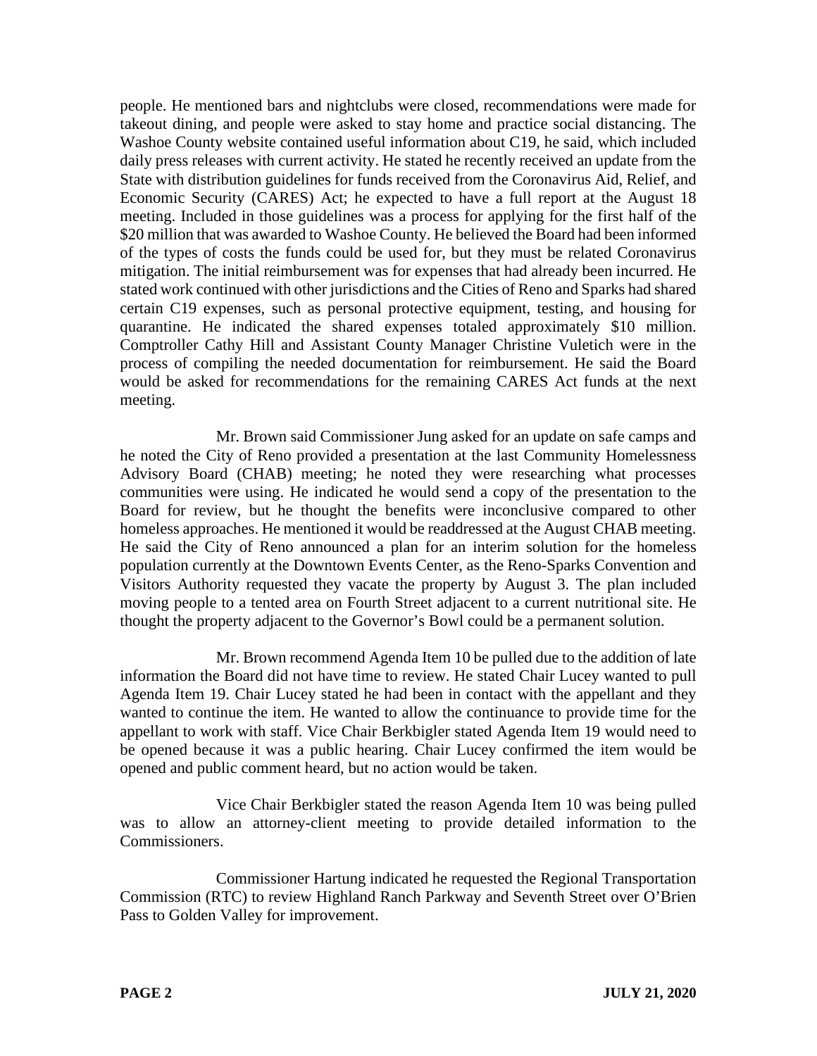people. He mentioned bars and nightclubs were closed, recommendations were made for takeout dining, and people were asked to stay home and practice social distancing. The Washoe County website contained useful information about C19, he said, which included daily press releases with current activity. He stated he recently received an update from the State with distribution guidelines for funds received from the Coronavirus Aid, Relief, and Economic Security (CARES) Act; he expected to have a full report at the August 18 meeting. Included in those guidelines was a process for applying for the first half of the $20 million that was awarded to Washoe County. He believed the Board had been informed of the types of costs the funds could be used for, but they must be related Coronavirus mitigation. The initial reimbursement was for expenses that had already been incurred. He stated work continued with other jurisdictions and the Cities of Reno and Sparks had shared certain C19 expenses, such as personal protective equipment, testing, and housing for quarantine. He indicated the shared expenses totaled approximately $10 million. Comptroller Cathy Hill and Assistant County Manager Christine Vuletich were in the process of compiling the needed documentation for reimbursement. He said the Board would be asked for recommendations for the remaining CARES Act funds at the next meeting.

Mr. Brown said Commissioner Jung asked for an update on safe camps and he noted the City of Reno provided a presentation at the last Community Homelessness Advisory Board (CHAB) meeting; he noted they were researching what processes communities were using. He indicated he would send a copy of the presentation to the Board for review, but he thought the benefits were inconclusive compared to other homeless approaches. He mentioned it would be readdressed at the August CHAB meeting. He said the City of Reno announced a plan for an interim solution for the homeless population currently at the Downtown Events Center, as the Reno-Sparks Convention and Visitors Authority requested they vacate the property by August 3. The plan included moving people to a tented area on Fourth Street adjacent to a current nutritional site. He thought the property adjacent to the Governor's Bowl could be a permanent solution.

Mr. Brown recommend Agenda Item 10 be pulled due to the addition of late information the Board did not have time to review. He stated Chair Lucey wanted to pull Agenda Item 19. Chair Lucey stated he had been in contact with the appellant and they wanted to continue the item. He wanted to allow the continuance to provide time for the appellant to work with staff. Vice Chair Berkbigler stated Agenda Item 19 would need to be opened because it was a public hearing. Chair Lucey confirmed the item would be opened and public comment heard, but no action would be taken.

Vice Chair Berkbigler stated the reason Agenda Item 10 was being pulled was to allow an attorney-client meeting to provide detailed information to the Commissioners.

Commissioner Hartung indicated he requested the Regional Transportation Commission (RTC) to review Highland Ranch Parkway and Seventh Street over O'Brien Pass to Golden Valley for improvement.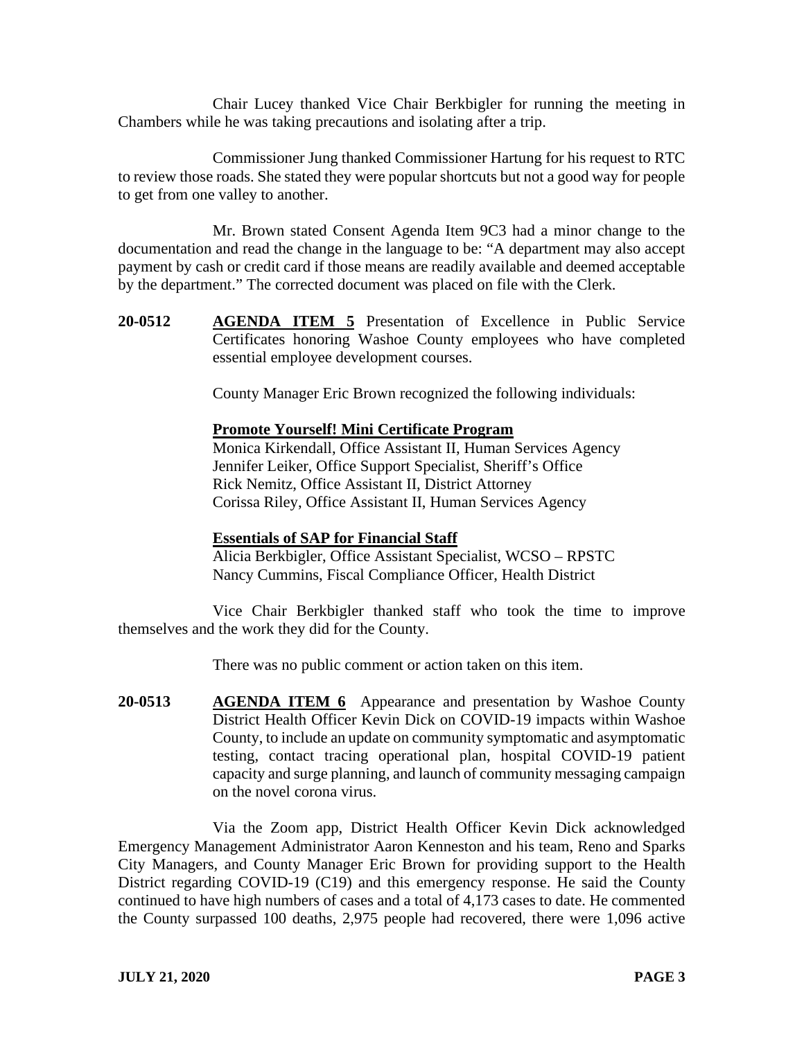Chair Lucey thanked Vice Chair Berkbigler for running the meeting in Chambers while he was taking precautions and isolating after a trip.

Commissioner Jung thanked Commissioner Hartung for his request to RTC to review those roads. She stated they were popular shortcuts but not a good way for people to get from one valley to another.

Mr. Brown stated Consent Agenda Item 9C3 had a minor change to the documentation and read the change in the language to be: "A department may also accept payment by cash or credit card if those means are readily available and deemed acceptable by the department." The corrected document was placed on file with the Clerk.

**20-0512** **AGENDA ITEM 5** Presentation of Excellence in Public Service Certificates honoring Washoe County employees who have completed essential employee development courses.

County Manager Eric Brown recognized the following individuals:

**Promote Yourself! Mini Certificate Program**
Monica Kirkendall, Office Assistant II, Human Services Agency
Jennifer Leiker, Office Support Specialist, Sheriff's Office
Rick Nemitz, Office Assistant II, District Attorney
Corissa Riley, Office Assistant II, Human Services Agency

**Essentials of SAP for Financial Staff**
Alicia Berkbigler, Office Assistant Specialist, WCSO – RPSTC
Nancy Cummins, Fiscal Compliance Officer, Health District

Vice Chair Berkbigler thanked staff who took the time to improve themselves and the work they did for the County.

There was no public comment or action taken on this item.

**20-0513** **AGENDA ITEM 6** Appearance and presentation by Washoe County District Health Officer Kevin Dick on COVID-19 impacts within Washoe County, to include an update on community symptomatic and asymptomatic testing, contact tracing operational plan, hospital COVID-19 patient capacity and surge planning, and launch of community messaging campaign on the novel corona virus.

Via the Zoom app, District Health Officer Kevin Dick acknowledged Emergency Management Administrator Aaron Kenneston and his team, Reno and Sparks City Managers, and County Manager Eric Brown for providing support to the Health District regarding COVID-19 (C19) and this emergency response. He said the County continued to have high numbers of cases and a total of 4,173 cases to date. He commented the County surpassed 100 deaths, 2,975 people had recovered, there were 1,096 active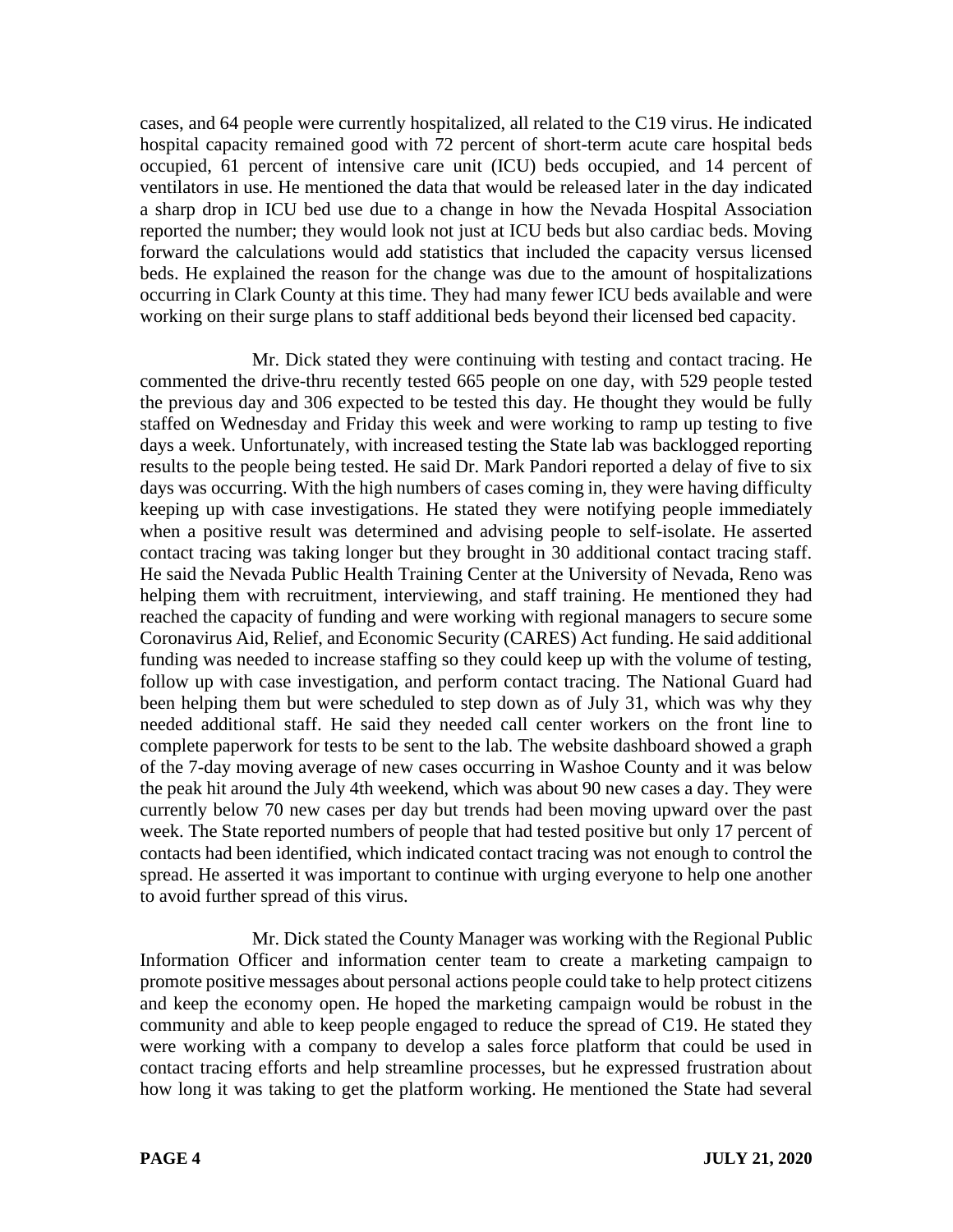cases, and 64 people were currently hospitalized, all related to the C19 virus. He indicated hospital capacity remained good with 72 percent of short-term acute care hospital beds occupied, 61 percent of intensive care unit (ICU) beds occupied, and 14 percent of ventilators in use. He mentioned the data that would be released later in the day indicated a sharp drop in ICU bed use due to a change in how the Nevada Hospital Association reported the number; they would look not just at ICU beds but also cardiac beds. Moving forward the calculations would add statistics that included the capacity versus licensed beds. He explained the reason for the change was due to the amount of hospitalizations occurring in Clark County at this time. They had many fewer ICU beds available and were working on their surge plans to staff additional beds beyond their licensed bed capacity.

Mr. Dick stated they were continuing with testing and contact tracing. He commented the drive-thru recently tested 665 people on one day, with 529 people tested the previous day and 306 expected to be tested this day. He thought they would be fully staffed on Wednesday and Friday this week and were working to ramp up testing to five days a week. Unfortunately, with increased testing the State lab was backlogged reporting results to the people being tested. He said Dr. Mark Pandori reported a delay of five to six days was occurring. With the high numbers of cases coming in, they were having difficulty keeping up with case investigations. He stated they were notifying people immediately when a positive result was determined and advising people to self-isolate. He asserted contact tracing was taking longer but they brought in 30 additional contact tracing staff. He said the Nevada Public Health Training Center at the University of Nevada, Reno was helping them with recruitment, interviewing, and staff training. He mentioned they had reached the capacity of funding and were working with regional managers to secure some Coronavirus Aid, Relief, and Economic Security (CARES) Act funding. He said additional funding was needed to increase staffing so they could keep up with the volume of testing, follow up with case investigation, and perform contact tracing. The National Guard had been helping them but were scheduled to step down as of July 31, which was why they needed additional staff. He said they needed call center workers on the front line to complete paperwork for tests to be sent to the lab. The website dashboard showed a graph of the 7-day moving average of new cases occurring in Washoe County and it was below the peak hit around the July 4th weekend, which was about 90 new cases a day. They were currently below 70 new cases per day but trends had been moving upward over the past week. The State reported numbers of people that had tested positive but only 17 percent of contacts had been identified, which indicated contact tracing was not enough to control the spread. He asserted it was important to continue with urging everyone to help one another to avoid further spread of this virus.

Mr. Dick stated the County Manager was working with the Regional Public Information Officer and information center team to create a marketing campaign to promote positive messages about personal actions people could take to help protect citizens and keep the economy open. He hoped the marketing campaign would be robust in the community and able to keep people engaged to reduce the spread of C19. He stated they were working with a company to develop a sales force platform that could be used in contact tracing efforts and help streamline processes, but he expressed frustration about how long it was taking to get the platform working. He mentioned the State had several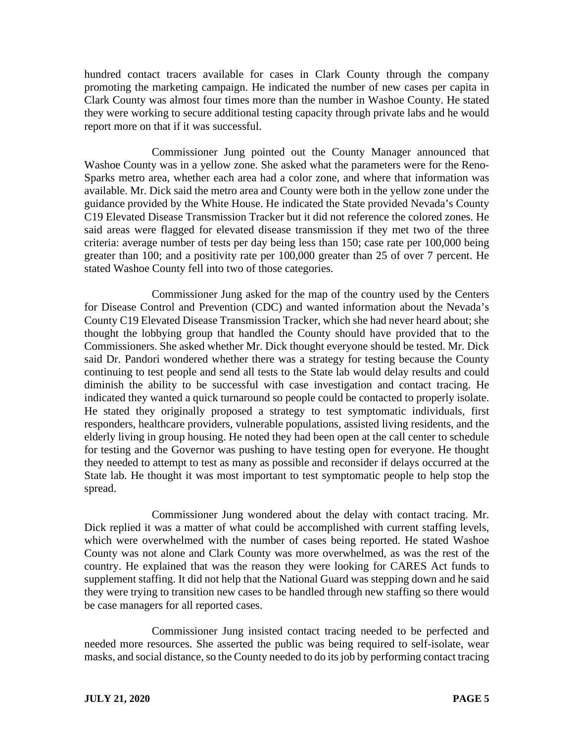hundred contact tracers available for cases in Clark County through the company promoting the marketing campaign. He indicated the number of new cases per capita in Clark County was almost four times more than the number in Washoe County. He stated they were working to secure additional testing capacity through private labs and he would report more on that if it was successful.

Commissioner Jung pointed out the County Manager announced that Washoe County was in a yellow zone. She asked what the parameters were for the Reno-Sparks metro area, whether each area had a color zone, and where that information was available. Mr. Dick said the metro area and County were both in the yellow zone under the guidance provided by the White House. He indicated the State provided Nevada's County C19 Elevated Disease Transmission Tracker but it did not reference the colored zones. He said areas were flagged for elevated disease transmission if they met two of the three criteria: average number of tests per day being less than 150; case rate per 100,000 being greater than 100; and a positivity rate per 100,000 greater than 25 of over 7 percent. He stated Washoe County fell into two of those categories.

Commissioner Jung asked for the map of the country used by the Centers for Disease Control and Prevention (CDC) and wanted information about the Nevada's County C19 Elevated Disease Transmission Tracker, which she had never heard about; she thought the lobbying group that handled the County should have provided that to the Commissioners. She asked whether Mr. Dick thought everyone should be tested. Mr. Dick said Dr. Pandori wondered whether there was a strategy for testing because the County continuing to test people and send all tests to the State lab would delay results and could diminish the ability to be successful with case investigation and contact tracing. He indicated they wanted a quick turnaround so people could be contacted to properly isolate. He stated they originally proposed a strategy to test symptomatic individuals, first responders, healthcare providers, vulnerable populations, assisted living residents, and the elderly living in group housing. He noted they had been open at the call center to schedule for testing and the Governor was pushing to have testing open for everyone. He thought they needed to attempt to test as many as possible and reconsider if delays occurred at the State lab. He thought it was most important to test symptomatic people to help stop the spread.

Commissioner Jung wondered about the delay with contact tracing. Mr. Dick replied it was a matter of what could be accomplished with current staffing levels, which were overwhelmed with the number of cases being reported. He stated Washoe County was not alone and Clark County was more overwhelmed, as was the rest of the country. He explained that was the reason they were looking for CARES Act funds to supplement staffing. It did not help that the National Guard was stepping down and he said they were trying to transition new cases to be handled through new staffing so there would be case managers for all reported cases.

Commissioner Jung insisted contact tracing needed to be perfected and needed more resources. She asserted the public was being required to self-isolate, wear masks, and social distance, so the County needed to do its job by performing contact tracing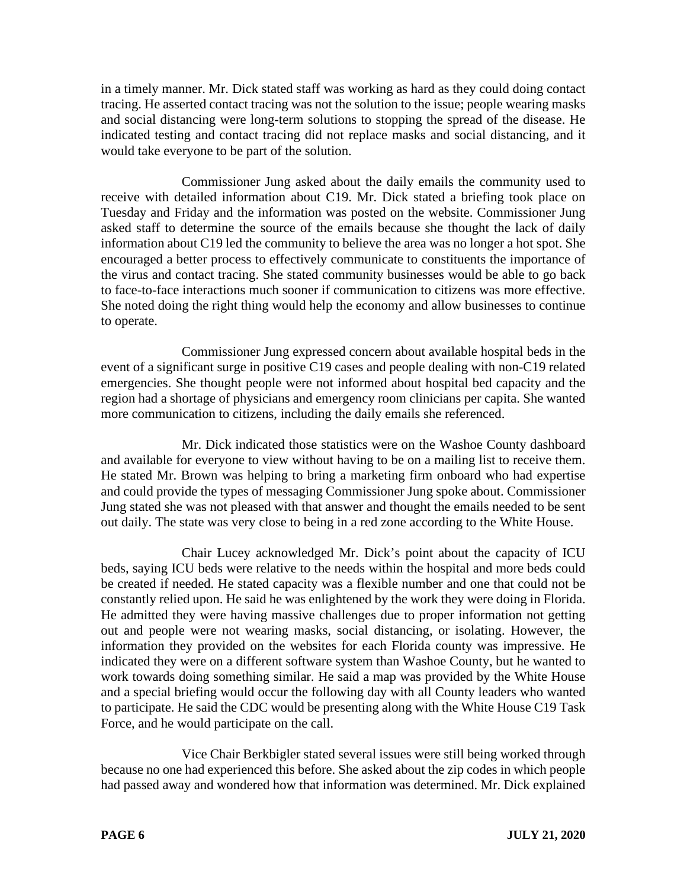in a timely manner. Mr. Dick stated staff was working as hard as they could doing contact tracing. He asserted contact tracing was not the solution to the issue; people wearing masks and social distancing were long-term solutions to stopping the spread of the disease. He indicated testing and contact tracing did not replace masks and social distancing, and it would take everyone to be part of the solution.

Commissioner Jung asked about the daily emails the community used to receive with detailed information about C19. Mr. Dick stated a briefing took place on Tuesday and Friday and the information was posted on the website. Commissioner Jung asked staff to determine the source of the emails because she thought the lack of daily information about C19 led the community to believe the area was no longer a hot spot. She encouraged a better process to effectively communicate to constituents the importance of the virus and contact tracing. She stated community businesses would be able to go back to face-to-face interactions much sooner if communication to citizens was more effective. She noted doing the right thing would help the economy and allow businesses to continue to operate.

Commissioner Jung expressed concern about available hospital beds in the event of a significant surge in positive C19 cases and people dealing with non-C19 related emergencies. She thought people were not informed about hospital bed capacity and the region had a shortage of physicians and emergency room clinicians per capita. She wanted more communication to citizens, including the daily emails she referenced.

Mr. Dick indicated those statistics were on the Washoe County dashboard and available for everyone to view without having to be on a mailing list to receive them. He stated Mr. Brown was helping to bring a marketing firm onboard who had expertise and could provide the types of messaging Commissioner Jung spoke about. Commissioner Jung stated she was not pleased with that answer and thought the emails needed to be sent out daily. The state was very close to being in a red zone according to the White House.

Chair Lucey acknowledged Mr. Dick's point about the capacity of ICU beds, saying ICU beds were relative to the needs within the hospital and more beds could be created if needed. He stated capacity was a flexible number and one that could not be constantly relied upon. He said he was enlightened by the work they were doing in Florida. He admitted they were having massive challenges due to proper information not getting out and people were not wearing masks, social distancing, or isolating. However, the information they provided on the websites for each Florida county was impressive. He indicated they were on a different software system than Washoe County, but he wanted to work towards doing something similar. He said a map was provided by the White House and a special briefing would occur the following day with all County leaders who wanted to participate. He said the CDC would be presenting along with the White House C19 Task Force, and he would participate on the call.

Vice Chair Berkbigler stated several issues were still being worked through because no one had experienced this before. She asked about the zip codes in which people had passed away and wondered how that information was determined. Mr. Dick explained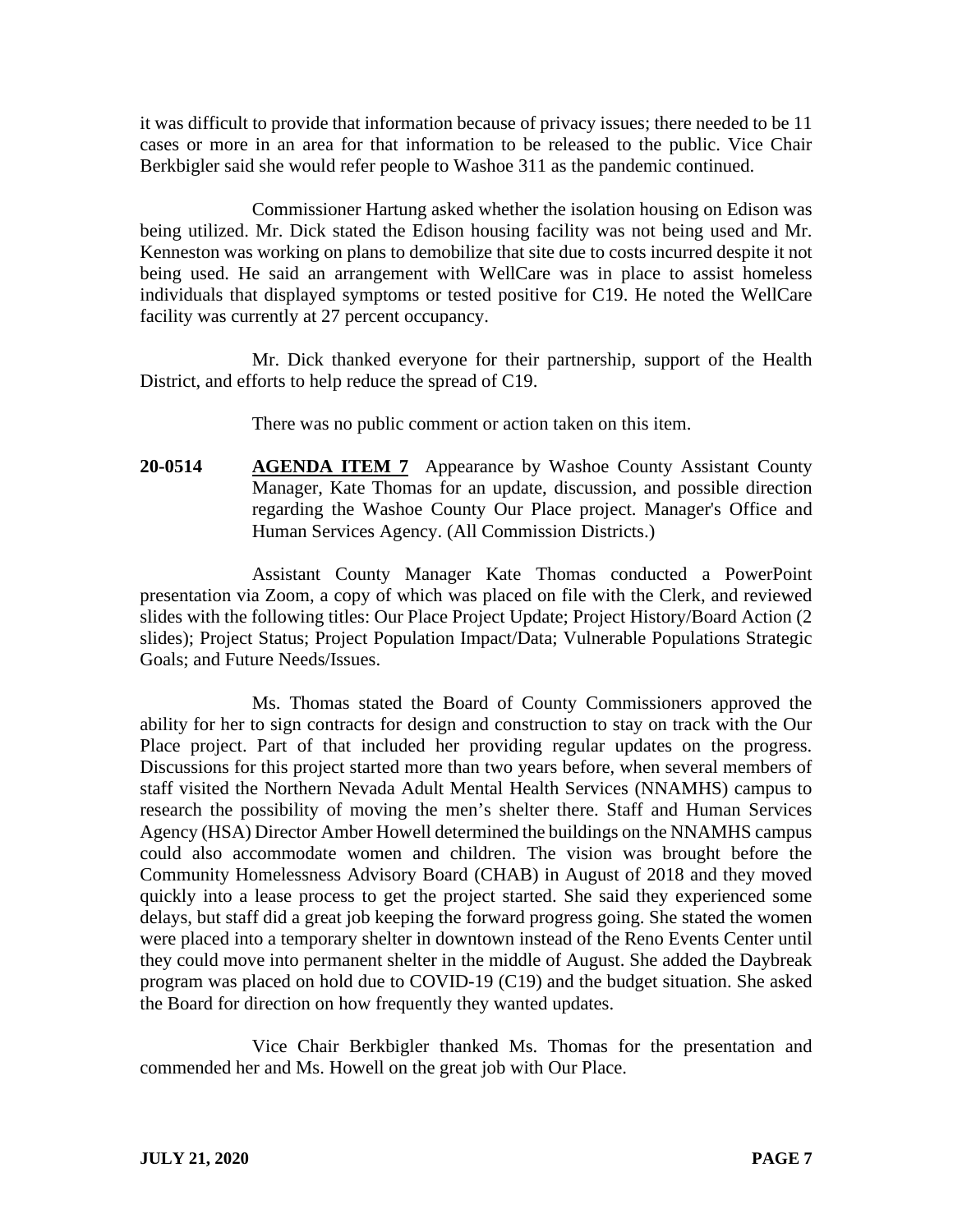it was difficult to provide that information because of privacy issues; there needed to be 11 cases or more in an area for that information to be released to the public. Vice Chair Berkbigler said she would refer people to Washoe 311 as the pandemic continued.

Commissioner Hartung asked whether the isolation housing on Edison was being utilized. Mr. Dick stated the Edison housing facility was not being used and Mr. Kenneston was working on plans to demobilize that site due to costs incurred despite it not being used. He said an arrangement with WellCare was in place to assist homeless individuals that displayed symptoms or tested positive for C19. He noted the WellCare facility was currently at 27 percent occupancy.

Mr. Dick thanked everyone for their partnership, support of the Health District, and efforts to help reduce the spread of C19.

There was no public comment or action taken on this item.

**20-0514** **AGENDA ITEM 7** Appearance by Washoe County Assistant County Manager, Kate Thomas for an update, discussion, and possible direction regarding the Washoe County Our Place project. Manager's Office and Human Services Agency. (All Commission Districts.)

Assistant County Manager Kate Thomas conducted a PowerPoint presentation via Zoom, a copy of which was placed on file with the Clerk, and reviewed slides with the following titles: Our Place Project Update; Project History/Board Action (2 slides); Project Status; Project Population Impact/Data; Vulnerable Populations Strategic Goals; and Future Needs/Issues.

Ms. Thomas stated the Board of County Commissioners approved the ability for her to sign contracts for design and construction to stay on track with the Our Place project. Part of that included her providing regular updates on the progress. Discussions for this project started more than two years before, when several members of staff visited the Northern Nevada Adult Mental Health Services (NNAMHS) campus to research the possibility of moving the men's shelter there. Staff and Human Services Agency (HSA) Director Amber Howell determined the buildings on the NNAMHS campus could also accommodate women and children. The vision was brought before the Community Homelessness Advisory Board (CHAB) in August of 2018 and they moved quickly into a lease process to get the project started. She said they experienced some delays, but staff did a great job keeping the forward progress going. She stated the women were placed into a temporary shelter in downtown instead of the Reno Events Center until they could move into permanent shelter in the middle of August. She added the Daybreak program was placed on hold due to COVID-19 (C19) and the budget situation. She asked the Board for direction on how frequently they wanted updates.

Vice Chair Berkbigler thanked Ms. Thomas for the presentation and commended her and Ms. Howell on the great job with Our Place.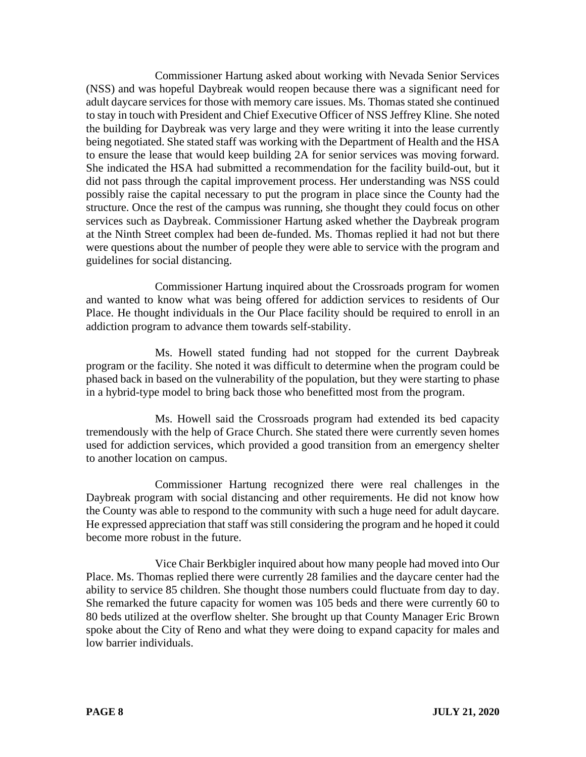Commissioner Hartung asked about working with Nevada Senior Services (NSS) and was hopeful Daybreak would reopen because there was a significant need for adult daycare services for those with memory care issues. Ms. Thomas stated she continued to stay in touch with President and Chief Executive Officer of NSS Jeffrey Kline. She noted the building for Daybreak was very large and they were writing it into the lease currently being negotiated. She stated staff was working with the Department of Health and the HSA to ensure the lease that would keep building 2A for senior services was moving forward. She indicated the HSA had submitted a recommendation for the facility build-out, but it did not pass through the capital improvement process. Her understanding was NSS could possibly raise the capital necessary to put the program in place since the County had the structure. Once the rest of the campus was running, she thought they could focus on other services such as Daybreak. Commissioner Hartung asked whether the Daybreak program at the Ninth Street complex had been de-funded. Ms. Thomas replied it had not but there were questions about the number of people they were able to service with the program and guidelines for social distancing.

Commissioner Hartung inquired about the Crossroads program for women and wanted to know what was being offered for addiction services to residents of Our Place. He thought individuals in the Our Place facility should be required to enroll in an addiction program to advance them towards self-stability.

Ms. Howell stated funding had not stopped for the current Daybreak program or the facility. She noted it was difficult to determine when the program could be phased back in based on the vulnerability of the population, but they were starting to phase in a hybrid-type model to bring back those who benefitted most from the program.

Ms. Howell said the Crossroads program had extended its bed capacity tremendously with the help of Grace Church. She stated there were currently seven homes used for addiction services, which provided a good transition from an emergency shelter to another location on campus.

Commissioner Hartung recognized there were real challenges in the Daybreak program with social distancing and other requirements. He did not know how the County was able to respond to the community with such a huge need for adult daycare. He expressed appreciation that staff was still considering the program and he hoped it could become more robust in the future.

Vice Chair Berkbigler inquired about how many people had moved into Our Place. Ms. Thomas replied there were currently 28 families and the daycare center had the ability to service 85 children. She thought those numbers could fluctuate from day to day. She remarked the future capacity for women was 105 beds and there were currently 60 to 80 beds utilized at the overflow shelter. She brought up that County Manager Eric Brown spoke about the City of Reno and what they were doing to expand capacity for males and low barrier individuals.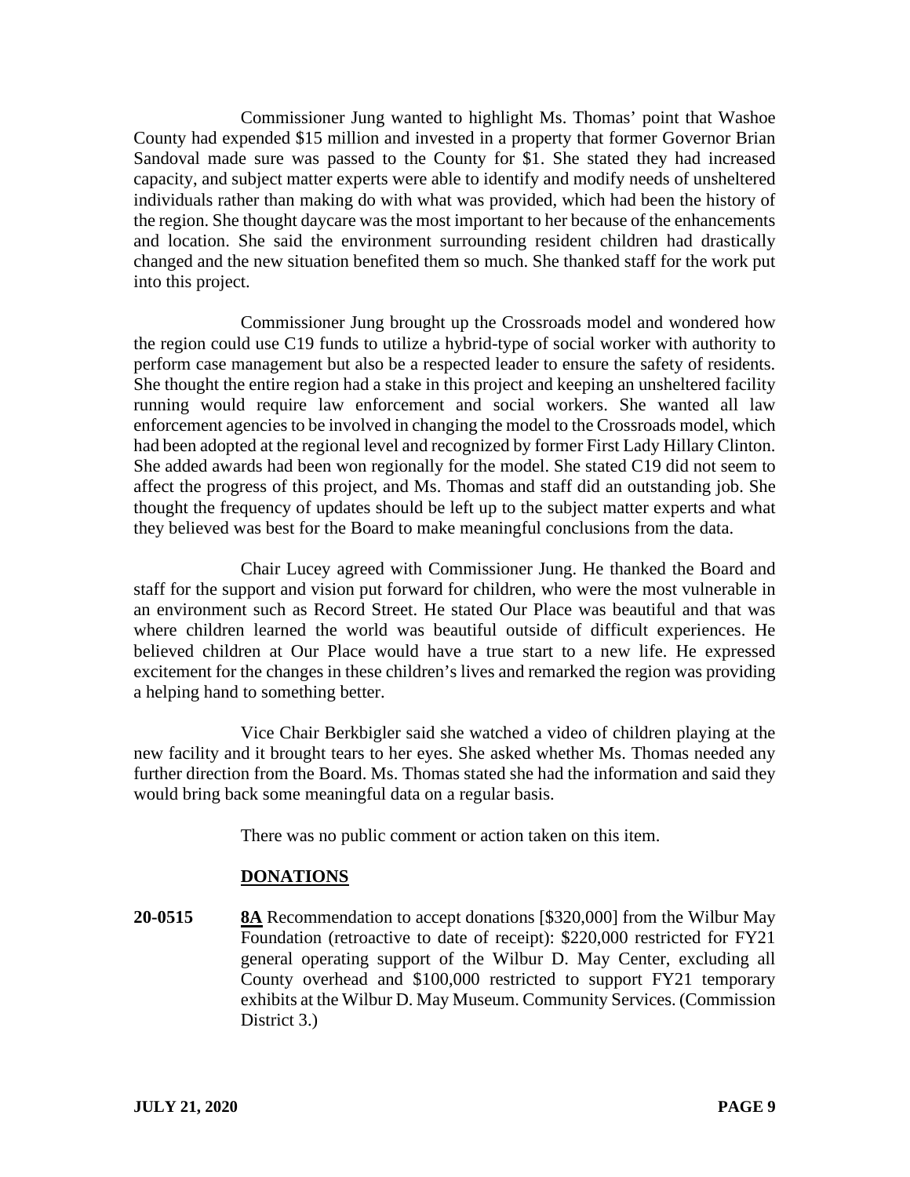Commissioner Jung wanted to highlight Ms. Thomas' point that Washoe County had expended $15 million and invested in a property that former Governor Brian Sandoval made sure was passed to the County for $1. She stated they had increased capacity, and subject matter experts were able to identify and modify needs of unsheltered individuals rather than making do with what was provided, which had been the history of the region. She thought daycare was the most important to her because of the enhancements and location. She said the environment surrounding resident children had drastically changed and the new situation benefited them so much. She thanked staff for the work put into this project.

Commissioner Jung brought up the Crossroads model and wondered how the region could use C19 funds to utilize a hybrid-type of social worker with authority to perform case management but also be a respected leader to ensure the safety of residents. She thought the entire region had a stake in this project and keeping an unsheltered facility running would require law enforcement and social workers. She wanted all law enforcement agencies to be involved in changing the model to the Crossroads model, which had been adopted at the regional level and recognized by former First Lady Hillary Clinton. She added awards had been won regionally for the model. She stated C19 did not seem to affect the progress of this project, and Ms. Thomas and staff did an outstanding job. She thought the frequency of updates should be left up to the subject matter experts and what they believed was best for the Board to make meaningful conclusions from the data.

Chair Lucey agreed with Commissioner Jung. He thanked the Board and staff for the support and vision put forward for children, who were the most vulnerable in an environment such as Record Street. He stated Our Place was beautiful and that was where children learned the world was beautiful outside of difficult experiences. He believed children at Our Place would have a true start to a new life. He expressed excitement for the changes in these children's lives and remarked the region was providing a helping hand to something better.

Vice Chair Berkbigler said she watched a video of children playing at the new facility and it brought tears to her eyes. She asked whether Ms. Thomas needed any further direction from the Board. Ms. Thomas stated she had the information and said they would bring back some meaningful data on a regular basis.

There was no public comment or action taken on this item.

## DONATIONS

**20-0515** **8A** Recommendation to accept donations [$320,000] from the Wilbur May Foundation (retroactive to date of receipt): $220,000 restricted for FY21 general operating support of the Wilbur D. May Center, excluding all County overhead and $100,000 restricted to support FY21 temporary exhibits at the Wilbur D. May Museum. Community Services. (Commission District 3.)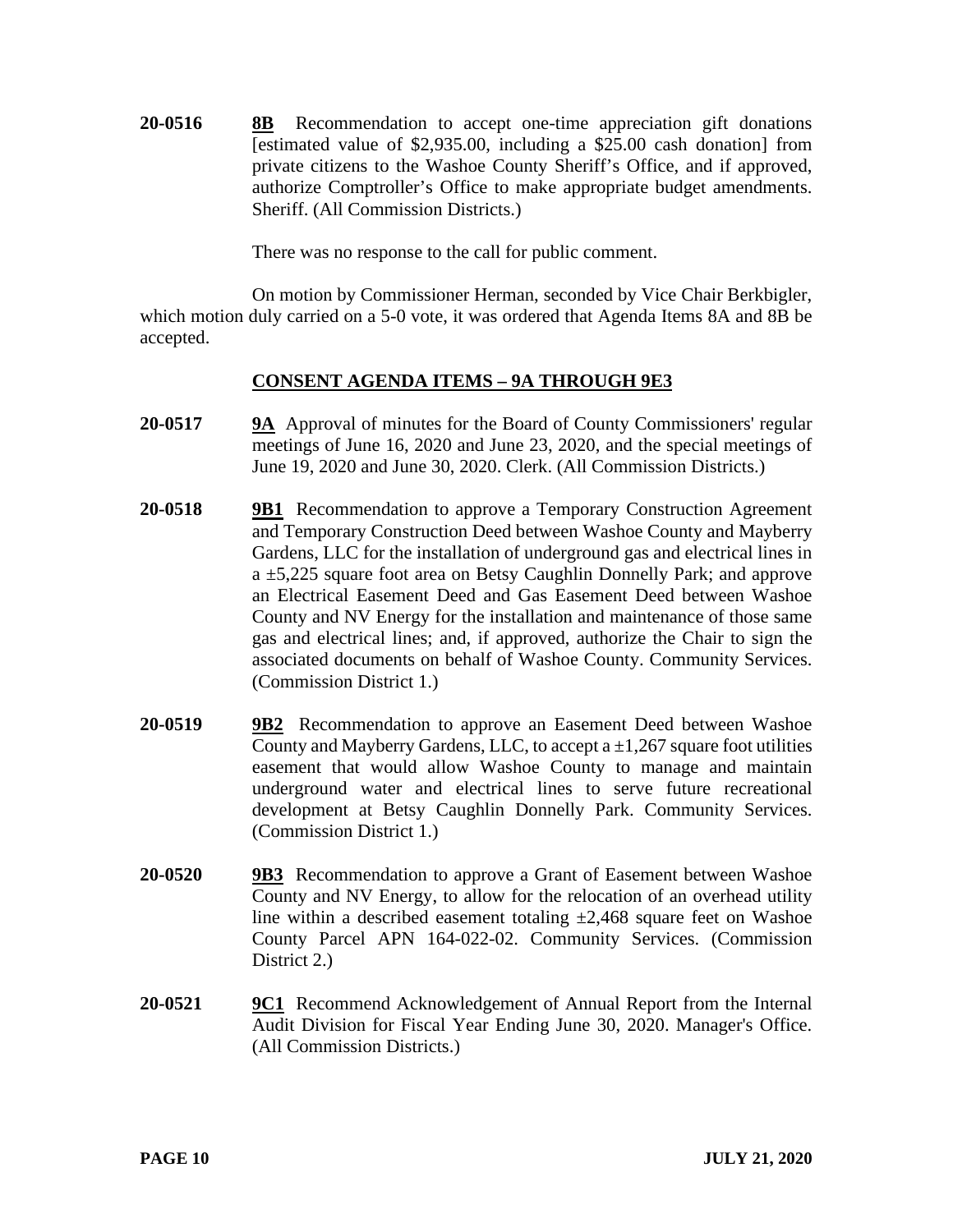**20-0516** **8B** Recommendation to accept one-time appreciation gift donations [estimated value of $2,935.00, including a $25.00 cash donation] from private citizens to the Washoe County Sheriff's Office, and if approved, authorize Comptroller's Office to make appropriate budget amendments. Sheriff. (All Commission Districts.)

There was no response to the call for public comment.

On motion by Commissioner Herman, seconded by Vice Chair Berkbigler, which motion duly carried on a 5-0 vote, it was ordered that Agenda Items 8A and 8B be accepted.

## CONSENT AGENDA ITEMS – 9A THROUGH 9E3

**20-0517** **9A** Approval of minutes for the Board of County Commissioners' regular meetings of June 16, 2020 and June 23, 2020, and the special meetings of June 19, 2020 and June 30, 2020. Clerk. (All Commission Districts.)

**20-0518** **9B1** Recommendation to approve a Temporary Construction Agreement and Temporary Construction Deed between Washoe County and Mayberry Gardens, LLC for the installation of underground gas and electrical lines in a ±5,225 square foot area on Betsy Caughlin Donnelly Park; and approve an Electrical Easement Deed and Gas Easement Deed between Washoe County and NV Energy for the installation and maintenance of those same gas and electrical lines; and, if approved, authorize the Chair to sign the associated documents on behalf of Washoe County. Community Services. (Commission District 1.)

**20-0519** **9B2** Recommendation to approve an Easement Deed between Washoe County and Mayberry Gardens, LLC, to accept a ±1,267 square foot utilities easement that would allow Washoe County to manage and maintain underground water and electrical lines to serve future recreational development at Betsy Caughlin Donnelly Park. Community Services. (Commission District 1.)

**20-0520** **9B3** Recommendation to approve a Grant of Easement between Washoe County and NV Energy, to allow for the relocation of an overhead utility line within a described easement totaling ±2,468 square feet on Washoe County Parcel APN 164-022-02. Community Services. (Commission District 2.)

**20-0521** **9C1** Recommend Acknowledgement of Annual Report from the Internal Audit Division for Fiscal Year Ending June 30, 2020. Manager's Office. (All Commission Districts.)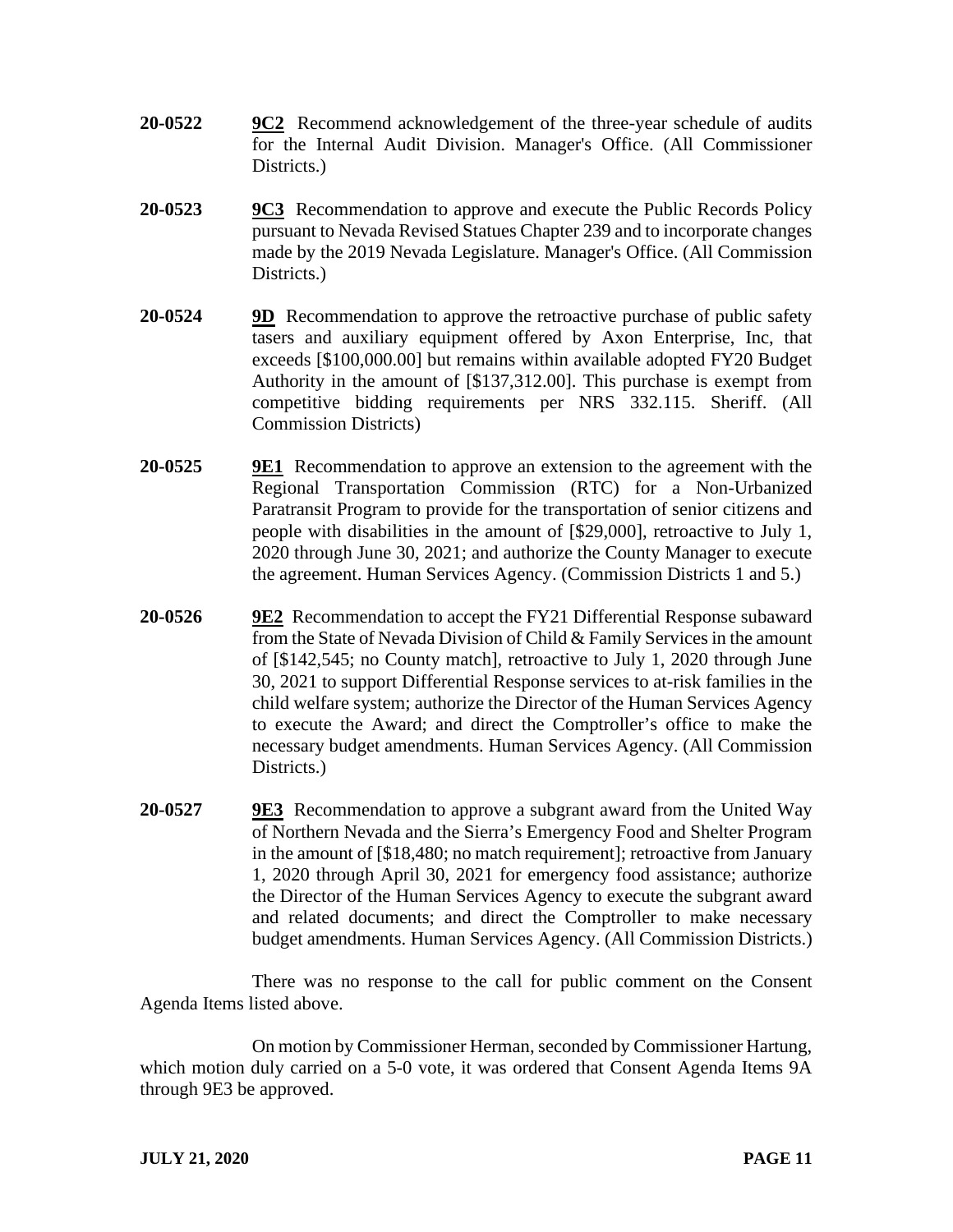**20-0522** **9C2** Recommend acknowledgement of the three-year schedule of audits for the Internal Audit Division. Manager's Office. (All Commissioner Districts.)

**20-0523** **9C3** Recommendation to approve and execute the Public Records Policy pursuant to Nevada Revised Statues Chapter 239 and to incorporate changes made by the 2019 Nevada Legislature. Manager's Office. (All Commission Districts.)

**20-0524** **9D** Recommendation to approve the retroactive purchase of public safety tasers and auxiliary equipment offered by Axon Enterprise, Inc, that exceeds [$100,000.00] but remains within available adopted FY20 Budget Authority in the amount of [$137,312.00]. This purchase is exempt from competitive bidding requirements per NRS 332.115. Sheriff. (All Commission Districts)

**20-0525** **9E1** Recommendation to approve an extension to the agreement with the Regional Transportation Commission (RTC) for a Non-Urbanized Paratransit Program to provide for the transportation of senior citizens and people with disabilities in the amount of [$29,000], retroactive to July 1, 2020 through June 30, 2021; and authorize the County Manager to execute the agreement. Human Services Agency. (Commission Districts 1 and 5.)

**20-0526** **9E2** Recommendation to accept the FY21 Differential Response subaward from the State of Nevada Division of Child & Family Services in the amount of [$142,545; no County match], retroactive to July 1, 2020 through June 30, 2021 to support Differential Response services to at-risk families in the child welfare system; authorize the Director of the Human Services Agency to execute the Award; and direct the Comptroller's office to make the necessary budget amendments. Human Services Agency. (All Commission Districts.)

**20-0527** **9E3** Recommendation to approve a subgrant award from the United Way of Northern Nevada and the Sierra's Emergency Food and Shelter Program in the amount of [$18,480; no match requirement]; retroactive from January 1, 2020 through April 30, 2021 for emergency food assistance; authorize the Director of the Human Services Agency to execute the subgrant award and related documents; and direct the Comptroller to make necessary budget amendments. Human Services Agency. (All Commission Districts.)

There was no response to the call for public comment on the Consent Agenda Items listed above.

On motion by Commissioner Herman, seconded by Commissioner Hartung, which motion duly carried on a 5-0 vote, it was ordered that Consent Agenda Items 9A through 9E3 be approved.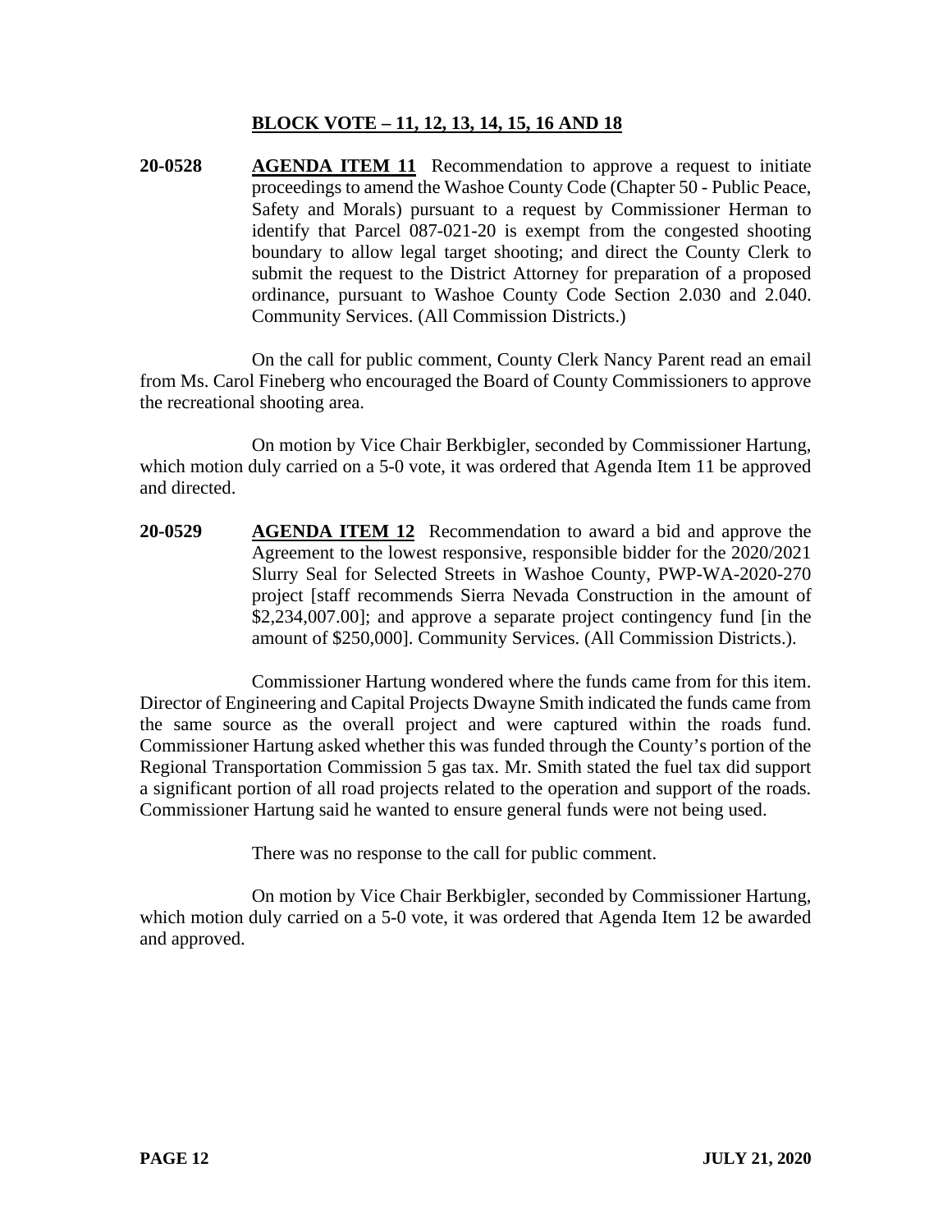**BLOCK VOTE – 11, 12, 13, 14, 15, 16 AND 18**

**20-0528** **AGENDA ITEM 11** Recommendation to approve a request to initiate proceedings to amend the Washoe County Code (Chapter 50 - Public Peace, Safety and Morals) pursuant to a request by Commissioner Herman to identify that Parcel 087-021-20 is exempt from the congested shooting boundary to allow legal target shooting; and direct the County Clerk to submit the request to the District Attorney for preparation of a proposed ordinance, pursuant to Washoe County Code Section 2.030 and 2.040. Community Services. (All Commission Districts.)

On the call for public comment, County Clerk Nancy Parent read an email from Ms. Carol Fineberg who encouraged the Board of County Commissioners to approve the recreational shooting area.

On motion by Vice Chair Berkbigler, seconded by Commissioner Hartung, which motion duly carried on a 5-0 vote, it was ordered that Agenda Item 11 be approved and directed.

**20-0529** **AGENDA ITEM 12** Recommendation to award a bid and approve the Agreement to the lowest responsive, responsible bidder for the 2020/2021 Slurry Seal for Selected Streets in Washoe County, PWP-WA-2020-270 project [staff recommends Sierra Nevada Construction in the amount of $2,234,007.00]; and approve a separate project contingency fund [in the amount of $250,000]. Community Services. (All Commission Districts.).

Commissioner Hartung wondered where the funds came from for this item. Director of Engineering and Capital Projects Dwayne Smith indicated the funds came from the same source as the overall project and were captured within the roads fund. Commissioner Hartung asked whether this was funded through the County's portion of the Regional Transportation Commission 5 gas tax. Mr. Smith stated the fuel tax did support a significant portion of all road projects related to the operation and support of the roads. Commissioner Hartung said he wanted to ensure general funds were not being used.

There was no response to the call for public comment.

On motion by Vice Chair Berkbigler, seconded by Commissioner Hartung, which motion duly carried on a 5-0 vote, it was ordered that Agenda Item 12 be awarded and approved.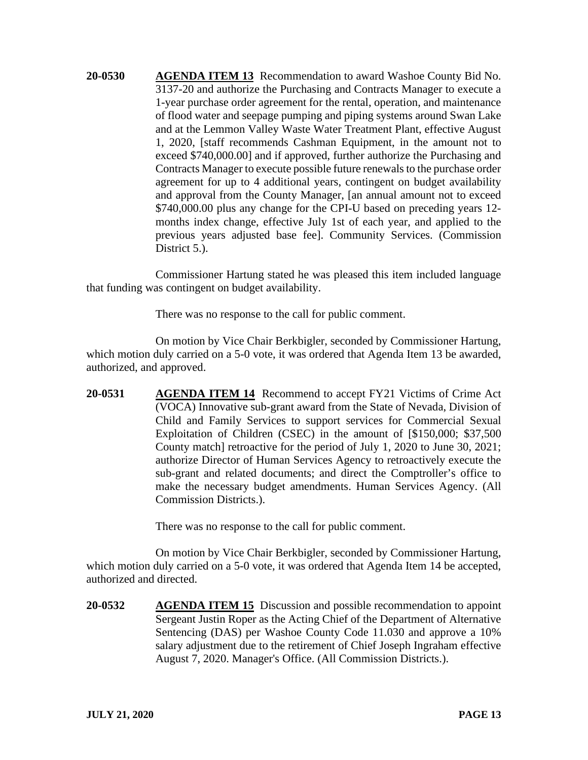**20-0530** **AGENDA ITEM 13** Recommendation to award Washoe County Bid No. 3137-20 and authorize the Purchasing and Contracts Manager to execute a 1-year purchase order agreement for the rental, operation, and maintenance of flood water and seepage pumping and piping systems around Swan Lake and at the Lemmon Valley Waste Water Treatment Plant, effective August 1, 2020, [staff recommends Cashman Equipment, in the amount not to exceed $740,000.00] and if approved, further authorize the Purchasing and Contracts Manager to execute possible future renewals to the purchase order agreement for up to 4 additional years, contingent on budget availability and approval from the County Manager, [an annual amount not to exceed $740,000.00 plus any change for the CPI-U based on preceding years 12-months index change, effective July 1st of each year, and applied to the previous years adjusted base fee]. Community Services. (Commission District 5.).

Commissioner Hartung stated he was pleased this item included language that funding was contingent on budget availability.

There was no response to the call for public comment.

On motion by Vice Chair Berkbigler, seconded by Commissioner Hartung, which motion duly carried on a 5-0 vote, it was ordered that Agenda Item 13 be awarded, authorized, and approved.

**20-0531** **AGENDA ITEM 14** Recommend to accept FY21 Victims of Crime Act (VOCA) Innovative sub-grant award from the State of Nevada, Division of Child and Family Services to support services for Commercial Sexual Exploitation of Children (CSEC) in the amount of [$150,000; $37,500 County match] retroactive for the period of July 1, 2020 to June 30, 2021; authorize Director of Human Services Agency to retroactively execute the sub-grant and related documents; and direct the Comptroller's office to make the necessary budget amendments. Human Services Agency. (All Commission Districts.).

There was no response to the call for public comment.

On motion by Vice Chair Berkbigler, seconded by Commissioner Hartung, which motion duly carried on a 5-0 vote, it was ordered that Agenda Item 14 be accepted, authorized and directed.

**20-0532** **AGENDA ITEM 15** Discussion and possible recommendation to appoint Sergeant Justin Roper as the Acting Chief of the Department of Alternative Sentencing (DAS) per Washoe County Code 11.030 and approve a 10% salary adjustment due to the retirement of Chief Joseph Ingraham effective August 7, 2020. Manager's Office. (All Commission Districts.).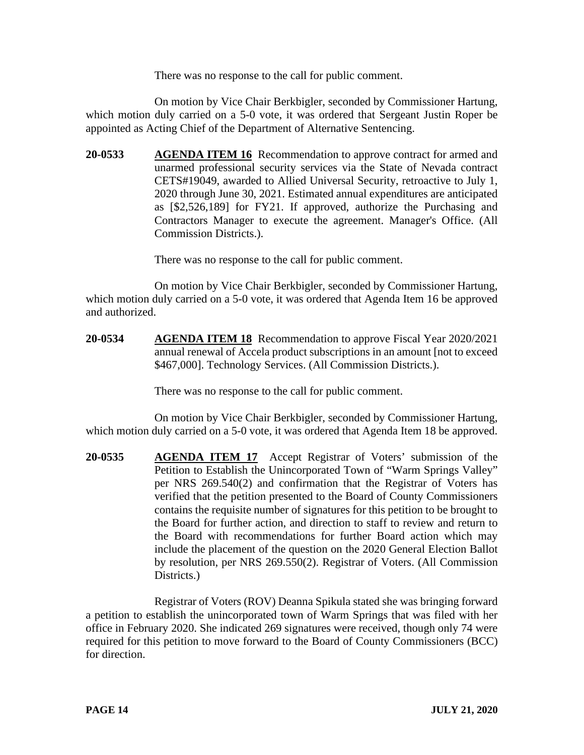There was no response to the call for public comment.

On motion by Vice Chair Berkbigler, seconded by Commissioner Hartung, which motion duly carried on a 5-0 vote, it was ordered that Sergeant Justin Roper be appointed as Acting Chief of the Department of Alternative Sentencing.

**20-0533** **AGENDA ITEM 16** Recommendation to approve contract for armed and unarmed professional security services via the State of Nevada contract CETS#19049, awarded to Allied Universal Security, retroactive to July 1, 2020 through June 30, 2021. Estimated annual expenditures are anticipated as [$2,526,189] for FY21. If approved, authorize the Purchasing and Contractors Manager to execute the agreement. Manager's Office. (All Commission Districts.).

There was no response to the call for public comment.

On motion by Vice Chair Berkbigler, seconded by Commissioner Hartung, which motion duly carried on a 5-0 vote, it was ordered that Agenda Item 16 be approved and authorized.

**20-0534** **AGENDA ITEM 18** Recommendation to approve Fiscal Year 2020/2021 annual renewal of Accela product subscriptions in an amount [not to exceed $467,000]. Technology Services. (All Commission Districts.).

There was no response to the call for public comment.

On motion by Vice Chair Berkbigler, seconded by Commissioner Hartung, which motion duly carried on a 5-0 vote, it was ordered that Agenda Item 18 be approved.

**20-0535** **AGENDA ITEM 17** Accept Registrar of Voters' submission of the Petition to Establish the Unincorporated Town of "Warm Springs Valley" per NRS 269.540(2) and confirmation that the Registrar of Voters has verified that the petition presented to the Board of County Commissioners contains the requisite number of signatures for this petition to be brought to the Board for further action, and direction to staff to review and return to the Board with recommendations for further Board action which may include the placement of the question on the 2020 General Election Ballot by resolution, per NRS 269.550(2). Registrar of Voters. (All Commission Districts.)

Registrar of Voters (ROV) Deanna Spikula stated she was bringing forward a petition to establish the unincorporated town of Warm Springs that was filed with her office in February 2020. She indicated 269 signatures were received, though only 74 were required for this petition to move forward to the Board of County Commissioners (BCC) for direction.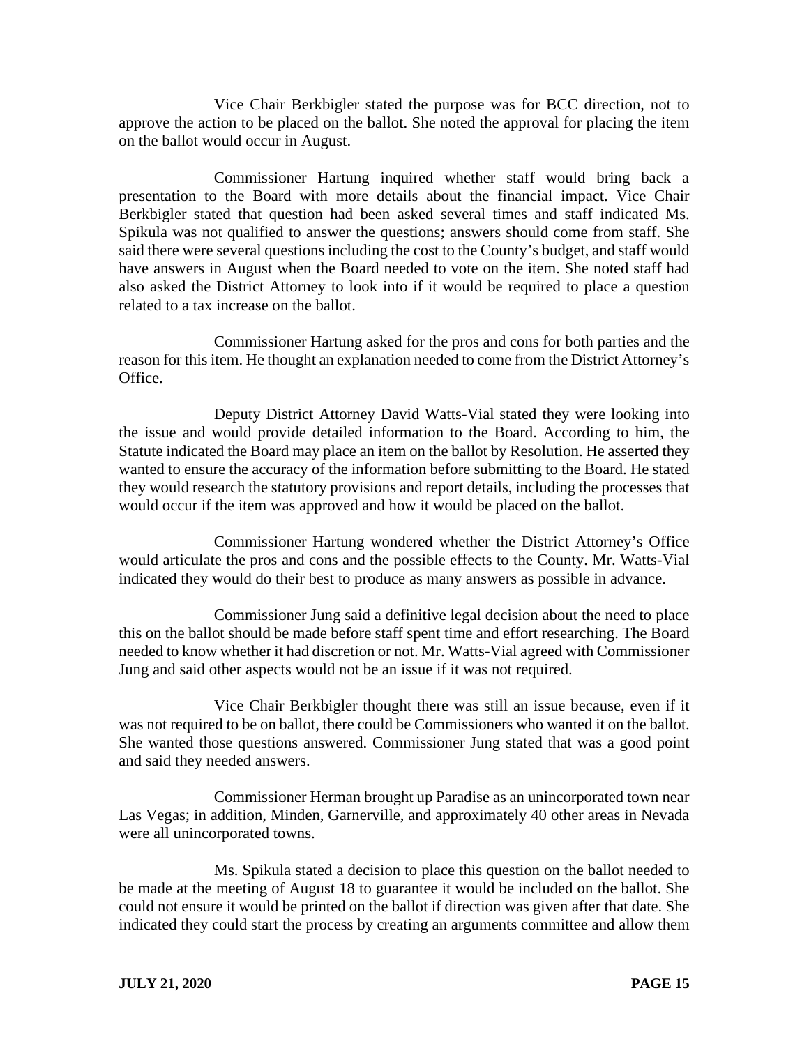Vice Chair Berkbigler stated the purpose was for BCC direction, not to approve the action to be placed on the ballot. She noted the approval for placing the item on the ballot would occur in August.

Commissioner Hartung inquired whether staff would bring back a presentation to the Board with more details about the financial impact. Vice Chair Berkbigler stated that question had been asked several times and staff indicated Ms. Spikula was not qualified to answer the questions; answers should come from staff. She said there were several questions including the cost to the County's budget, and staff would have answers in August when the Board needed to vote on the item. She noted staff had also asked the District Attorney to look into if it would be required to place a question related to a tax increase on the ballot.

Commissioner Hartung asked for the pros and cons for both parties and the reason for this item. He thought an explanation needed to come from the District Attorney's Office.

Deputy District Attorney David Watts-Vial stated they were looking into the issue and would provide detailed information to the Board. According to him, the Statute indicated the Board may place an item on the ballot by Resolution. He asserted they wanted to ensure the accuracy of the information before submitting to the Board. He stated they would research the statutory provisions and report details, including the processes that would occur if the item was approved and how it would be placed on the ballot.

Commissioner Hartung wondered whether the District Attorney's Office would articulate the pros and cons and the possible effects to the County. Mr. Watts-Vial indicated they would do their best to produce as many answers as possible in advance.

Commissioner Jung said a definitive legal decision about the need to place this on the ballot should be made before staff spent time and effort researching. The Board needed to know whether it had discretion or not. Mr. Watts-Vial agreed with Commissioner Jung and said other aspects would not be an issue if it was not required.

Vice Chair Berkbigler thought there was still an issue because, even if it was not required to be on ballot, there could be Commissioners who wanted it on the ballot. She wanted those questions answered. Commissioner Jung stated that was a good point and said they needed answers.

Commissioner Herman brought up Paradise as an unincorporated town near Las Vegas; in addition, Minden, Garnerville, and approximately 40 other areas in Nevada were all unincorporated towns.

Ms. Spikula stated a decision to place this question on the ballot needed to be made at the meeting of August 18 to guarantee it would be included on the ballot. She could not ensure it would be printed on the ballot if direction was given after that date. She indicated they could start the process by creating an arguments committee and allow them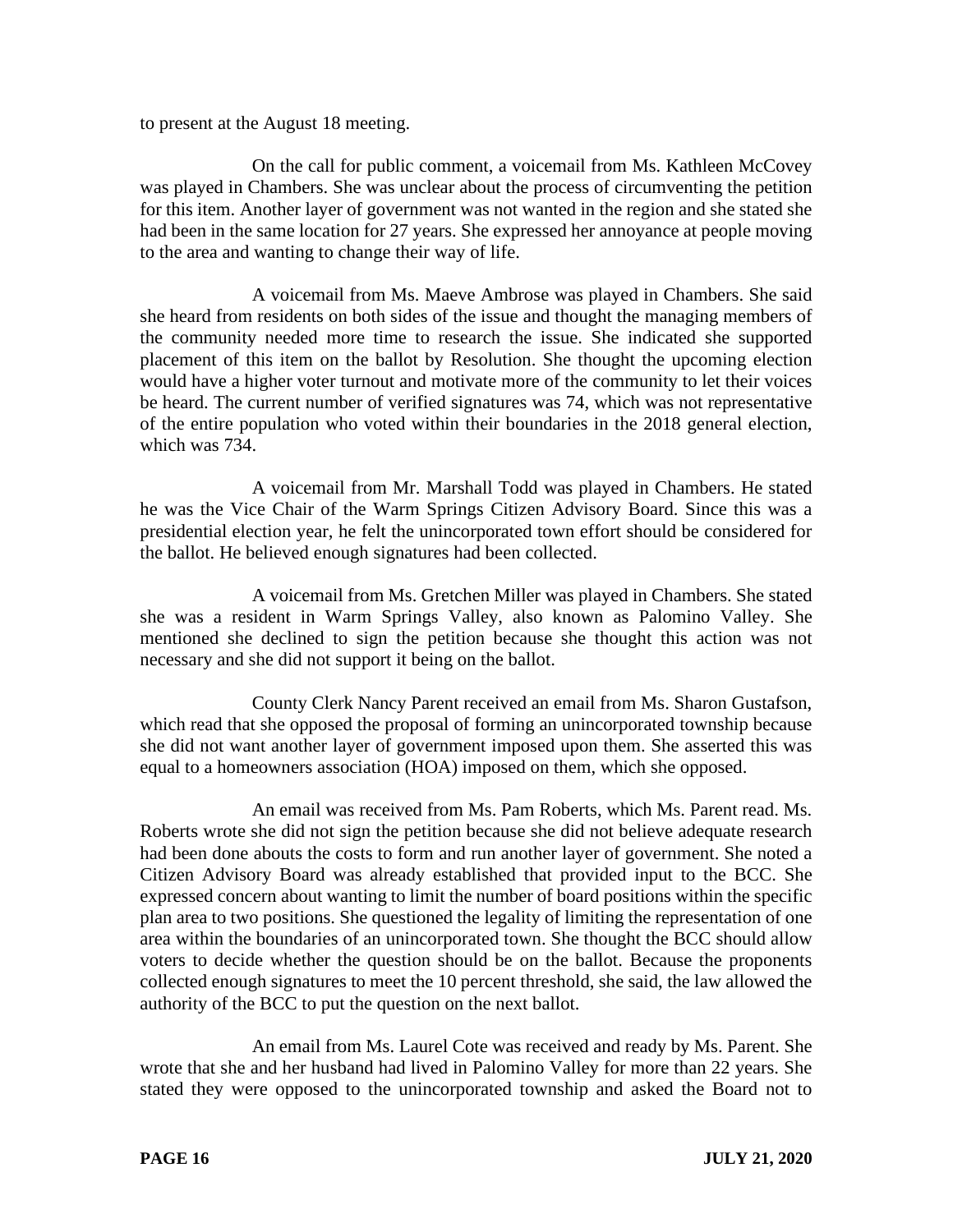to present at the August 18 meeting.

On the call for public comment, a voicemail from Ms. Kathleen McCovey was played in Chambers. She was unclear about the process of circumventing the petition for this item. Another layer of government was not wanted in the region and she stated she had been in the same location for 27 years. She expressed her annoyance at people moving to the area and wanting to change their way of life.

A voicemail from Ms. Maeve Ambrose was played in Chambers. She said she heard from residents on both sides of the issue and thought the managing members of the community needed more time to research the issue. She indicated she supported placement of this item on the ballot by Resolution. She thought the upcoming election would have a higher voter turnout and motivate more of the community to let their voices be heard. The current number of verified signatures was 74, which was not representative of the entire population who voted within their boundaries in the 2018 general election, which was 734.

A voicemail from Mr. Marshall Todd was played in Chambers. He stated he was the Vice Chair of the Warm Springs Citizen Advisory Board. Since this was a presidential election year, he felt the unincorporated town effort should be considered for the ballot. He believed enough signatures had been collected.

A voicemail from Ms. Gretchen Miller was played in Chambers. She stated she was a resident in Warm Springs Valley, also known as Palomino Valley. She mentioned she declined to sign the petition because she thought this action was not necessary and she did not support it being on the ballot.

County Clerk Nancy Parent received an email from Ms. Sharon Gustafson, which read that she opposed the proposal of forming an unincorporated township because she did not want another layer of government imposed upon them. She asserted this was equal to a homeowners association (HOA) imposed on them, which she opposed.

An email was received from Ms. Pam Roberts, which Ms. Parent read. Ms. Roberts wrote she did not sign the petition because she did not believe adequate research had been done abouts the costs to form and run another layer of government. She noted a Citizen Advisory Board was already established that provided input to the BCC. She expressed concern about wanting to limit the number of board positions within the specific plan area to two positions. She questioned the legality of limiting the representation of one area within the boundaries of an unincorporated town. She thought the BCC should allow voters to decide whether the question should be on the ballot. Because the proponents collected enough signatures to meet the 10 percent threshold, she said, the law allowed the authority of the BCC to put the question on the next ballot.

An email from Ms. Laurel Cote was received and ready by Ms. Parent. She wrote that she and her husband had lived in Palomino Valley for more than 22 years. She stated they were opposed to the unincorporated township and asked the Board not to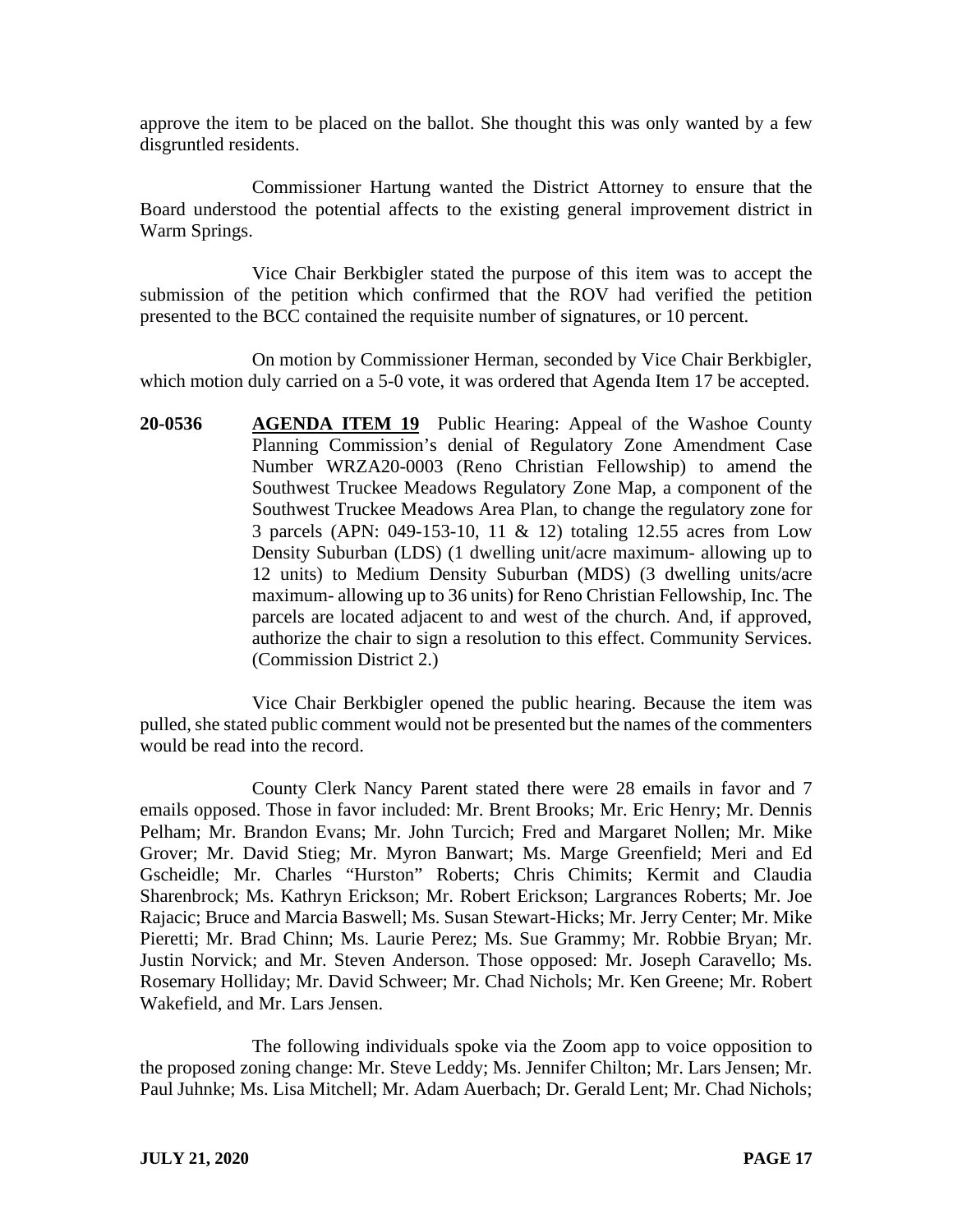approve the item to be placed on the ballot. She thought this was only wanted by a few disgruntled residents.

Commissioner Hartung wanted the District Attorney to ensure that the Board understood the potential affects to the existing general improvement district in Warm Springs.

Vice Chair Berkbigler stated the purpose of this item was to accept the submission of the petition which confirmed that the ROV had verified the petition presented to the BCC contained the requisite number of signatures, or 10 percent.

On motion by Commissioner Herman, seconded by Vice Chair Berkbigler, which motion duly carried on a 5-0 vote, it was ordered that Agenda Item 17 be accepted.

**20-0536** **AGENDA ITEM 19** Public Hearing: Appeal of the Washoe County Planning Commission's denial of Regulatory Zone Amendment Case Number WRZA20-0003 (Reno Christian Fellowship) to amend the Southwest Truckee Meadows Regulatory Zone Map, a component of the Southwest Truckee Meadows Area Plan, to change the regulatory zone for 3 parcels (APN: 049-153-10, 11 & 12) totaling 12.55 acres from Low Density Suburban (LDS) (1 dwelling unit/acre maximum- allowing up to 12 units) to Medium Density Suburban (MDS) (3 dwelling units/acre maximum- allowing up to 36 units) for Reno Christian Fellowship, Inc. The parcels are located adjacent to and west of the church. And, if approved, authorize the chair to sign a resolution to this effect. Community Services. (Commission District 2.)

Vice Chair Berkbigler opened the public hearing. Because the item was pulled, she stated public comment would not be presented but the names of the commenters would be read into the record.

County Clerk Nancy Parent stated there were 28 emails in favor and 7 emails opposed. Those in favor included: Mr. Brent Brooks; Mr. Eric Henry; Mr. Dennis Pelham; Mr. Brandon Evans; Mr. John Turcich; Fred and Margaret Nollen; Mr. Mike Grover; Mr. David Stieg; Mr. Myron Banwart; Ms. Marge Greenfield; Meri and Ed Gscheidle; Mr. Charles "Hurston" Roberts; Chris Chimits; Kermit and Claudia Sharenbrock; Ms. Kathryn Erickson; Mr. Robert Erickson; Largrances Roberts; Mr. Joe Rajacic; Bruce and Marcia Baswell; Ms. Susan Stewart-Hicks; Mr. Jerry Center; Mr. Mike Pieretti; Mr. Brad Chinn; Ms. Laurie Perez; Ms. Sue Grammy; Mr. Robbie Bryan; Mr. Justin Norvick; and Mr. Steven Anderson. Those opposed: Mr. Joseph Caravello; Ms. Rosemary Holliday; Mr. David Schweer; Mr. Chad Nichols; Mr. Ken Greene; Mr. Robert Wakefield, and Mr. Lars Jensen.

The following individuals spoke via the Zoom app to voice opposition to the proposed zoning change: Mr. Steve Leddy; Ms. Jennifer Chilton; Mr. Lars Jensen; Mr. Paul Juhnke; Ms. Lisa Mitchell; Mr. Adam Auerbach; Dr. Gerald Lent; Mr. Chad Nichols;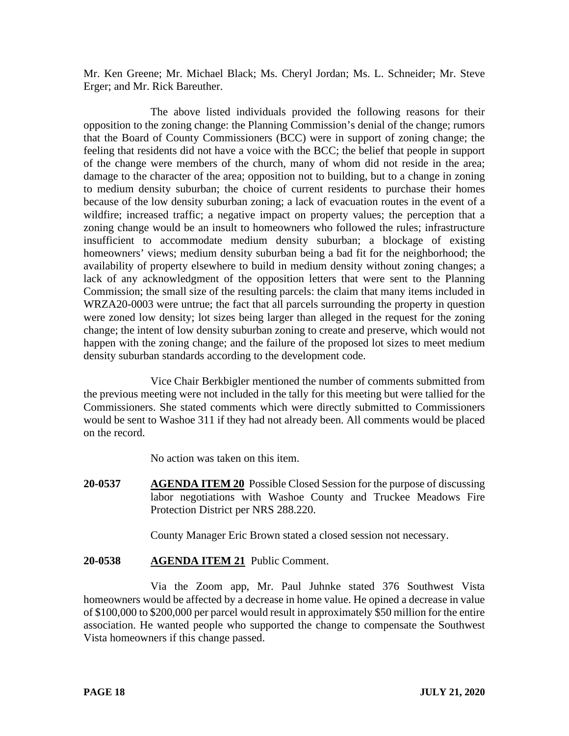Mr. Ken Greene; Mr. Michael Black; Ms. Cheryl Jordan; Ms. L. Schneider; Mr. Steve Erger; and Mr. Rick Bareuther.

The above listed individuals provided the following reasons for their opposition to the zoning change: the Planning Commission's denial of the change; rumors that the Board of County Commissioners (BCC) were in support of zoning change; the feeling that residents did not have a voice with the BCC; the belief that people in support of the change were members of the church, many of whom did not reside in the area; damage to the character of the area; opposition not to building, but to a change in zoning to medium density suburban; the choice of current residents to purchase their homes because of the low density suburban zoning; a lack of evacuation routes in the event of a wildfire; increased traffic; a negative impact on property values; the perception that a zoning change would be an insult to homeowners who followed the rules; infrastructure insufficient to accommodate medium density suburban; a blockage of existing homeowners' views; medium density suburban being a bad fit for the neighborhood; the availability of property elsewhere to build in medium density without zoning changes; a lack of any acknowledgment of the opposition letters that were sent to the Planning Commission; the small size of the resulting parcels: the claim that many items included in WRZA20-0003 were untrue; the fact that all parcels surrounding the property in question were zoned low density; lot sizes being larger than alleged in the request for the zoning change; the intent of low density suburban zoning to create and preserve, which would not happen with the zoning change; and the failure of the proposed lot sizes to meet medium density suburban standards according to the development code.

Vice Chair Berkbigler mentioned the number of comments submitted from the previous meeting were not included in the tally for this meeting but were tallied for the Commissioners. She stated comments which were directly submitted to Commissioners would be sent to Washoe 311 if they had not already been. All comments would be placed on the record.

No action was taken on this item.

**20-0537** **AGENDA ITEM 20** Possible Closed Session for the purpose of discussing labor negotiations with Washoe County and Truckee Meadows Fire Protection District per NRS 288.220.

County Manager Eric Brown stated a closed session not necessary.

**20-0538** **AGENDA ITEM 21** Public Comment.

Via the Zoom app, Mr. Paul Juhnke stated 376 Southwest Vista homeowners would be affected by a decrease in home value. He opined a decrease in value of $100,000 to $200,000 per parcel would result in approximately $50 million for the entire association. He wanted people who supported the change to compensate the Southwest Vista homeowners if this change passed.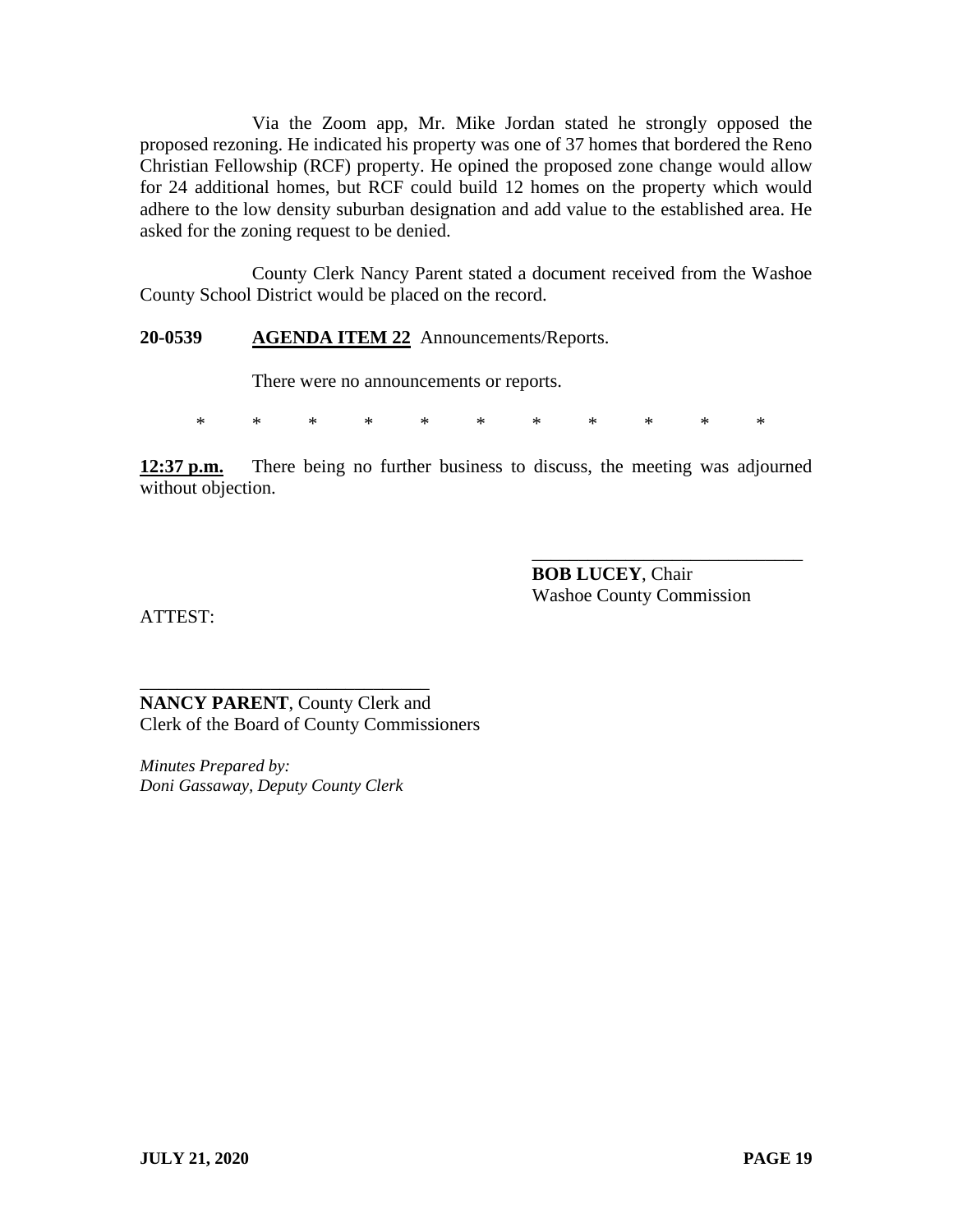Via the Zoom app, Mr. Mike Jordan stated he strongly opposed the proposed rezoning. He indicated his property was one of 37 homes that bordered the Reno Christian Fellowship (RCF) property. He opined the proposed zone change would allow for 24 additional homes, but RCF could build 12 homes on the property which would adhere to the low density suburban designation and add value to the established area. He asked for the zoning request to be denied.

County Clerk Nancy Parent stated a document received from the Washoe County School District would be placed on the record.

**20-0539** **AGENDA ITEM 22** Announcements/Reports.

There were no announcements or reports.

\* \* \* \* \* \* \* \* \* \* \*

**12:37 p.m.** There being no further business to discuss, the meeting was adjourned without objection.

\_\_\_\_\_\_\_\_\_\_\_\_\_\_\_\_\_\_\_\_\_\_\_\_\_\_\_\_\_\_
**BOB LUCEY**, Chair
Washoe County Commission

ATTEST:

\_\_\_\_\_\_\_\_\_\_\_\_\_\_\_\_\_\_\_\_\_\_\_\_\_\_\_\_\_\_\_\_
**NANCY PARENT**, County Clerk and
Clerk of the Board of County Commissioners

*Minutes Prepared by:*
*Doni Gassaway, Deputy County Clerk*